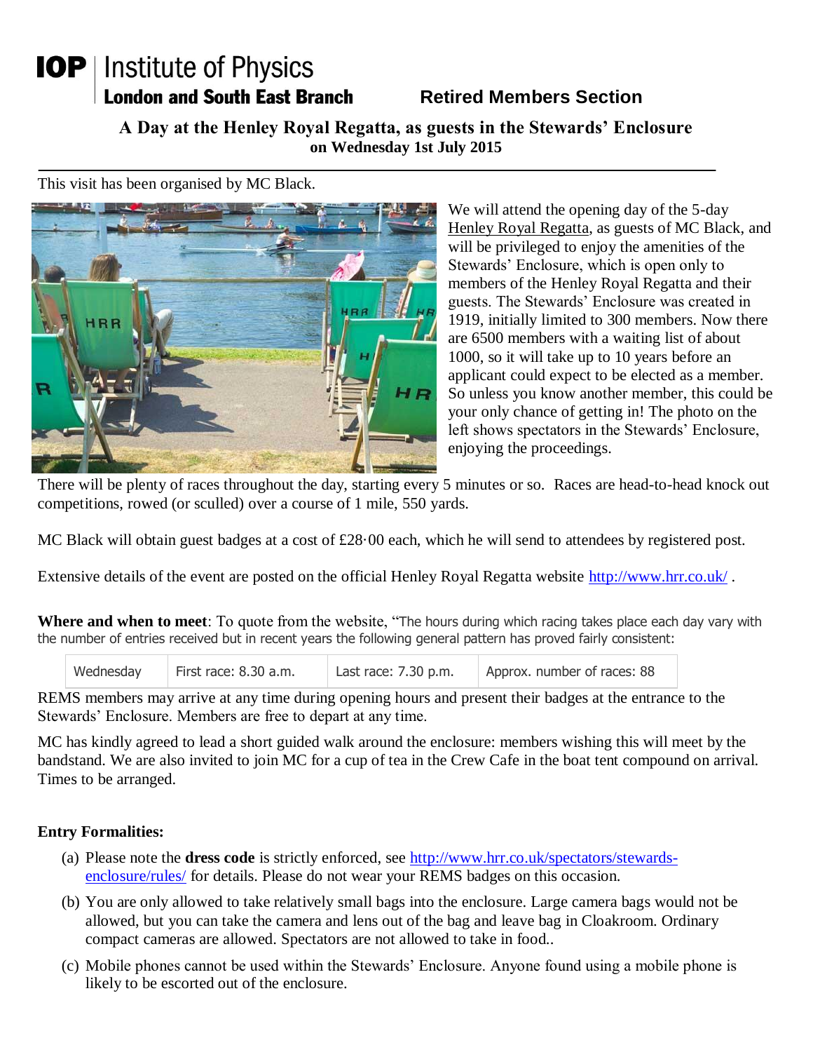# IOP | Institute of Physics
## London and South East Branch — Retired Members Section

### A Day at the Henley Royal Regatta, as guests in the Stewards' Enclosure
**on Wednesday 1st July 2015**

---

This visit has been organised by MC Black.

We will attend the opening day of the 5-day Henley Royal Regatta, as guests of MC Black, and will be privileged to enjoy the amenities of the Stewards' Enclosure, which is open only to members of the Henley Royal Regatta and their guests. The Stewards' Enclosure was created in 1919, initially limited to 300 members. Now there are 6500 members with a waiting list of about 1000, so it will take up to 10 years before an applicant could expect to be elected as a member. So unless you know another member, this could be your only chance of getting in! The photo on the left shows spectators in the Stewards' Enclosure, enjoying the proceedings.

There will be plenty of races throughout the day, starting every 5 minutes or so. Races are head-to-head knock out competitions, rowed (or sculled) over a course of 1 mile, 550 yards.

MC Black will obtain guest badges at a cost of £28·00 each, which he will send to attendees by registered post.

Extensive details of the event are posted on the official Henley Royal Regatta website http://www.hrr.co.uk/ .

**Where and when to meet**: To quote from the website, "The hours during which racing takes place each day vary with the number of entries received but in recent years the following general pattern has proved fairly consistent:

| Wednesday | First race: 8.30 a.m. | Last race: 7.30 p.m. | Approx. number of races: 88 |
|---|---|---|---|

REMS members may arrive at any time during opening hours and present their badges at the entrance to the Stewards' Enclosure. Members are free to depart at any time.

MC has kindly agreed to lead a short guided walk around the enclosure: members wishing this will meet by the bandstand. We are also invited to join MC for a cup of tea in the Crew Cafe in the boat tent compound on arrival. Times to be arranged.

**Entry Formalities:**

(a) Please note the **dress code** is strictly enforced, see http://www.hrr.co.uk/spectators/stewards-enclosure/rules/ for details. Please do not wear your REMS badges on this occasion.

(b) You are only allowed to take relatively small bags into the enclosure. Large camera bags would not be allowed, but you can take the camera and lens out of the bag and leave bag in Cloakroom. Ordinary compact cameras are allowed. Spectators are not allowed to take in food..

(c) Mobile phones cannot be used within the Stewards' Enclosure. Anyone found using a mobile phone is likely to be escorted out of the enclosure.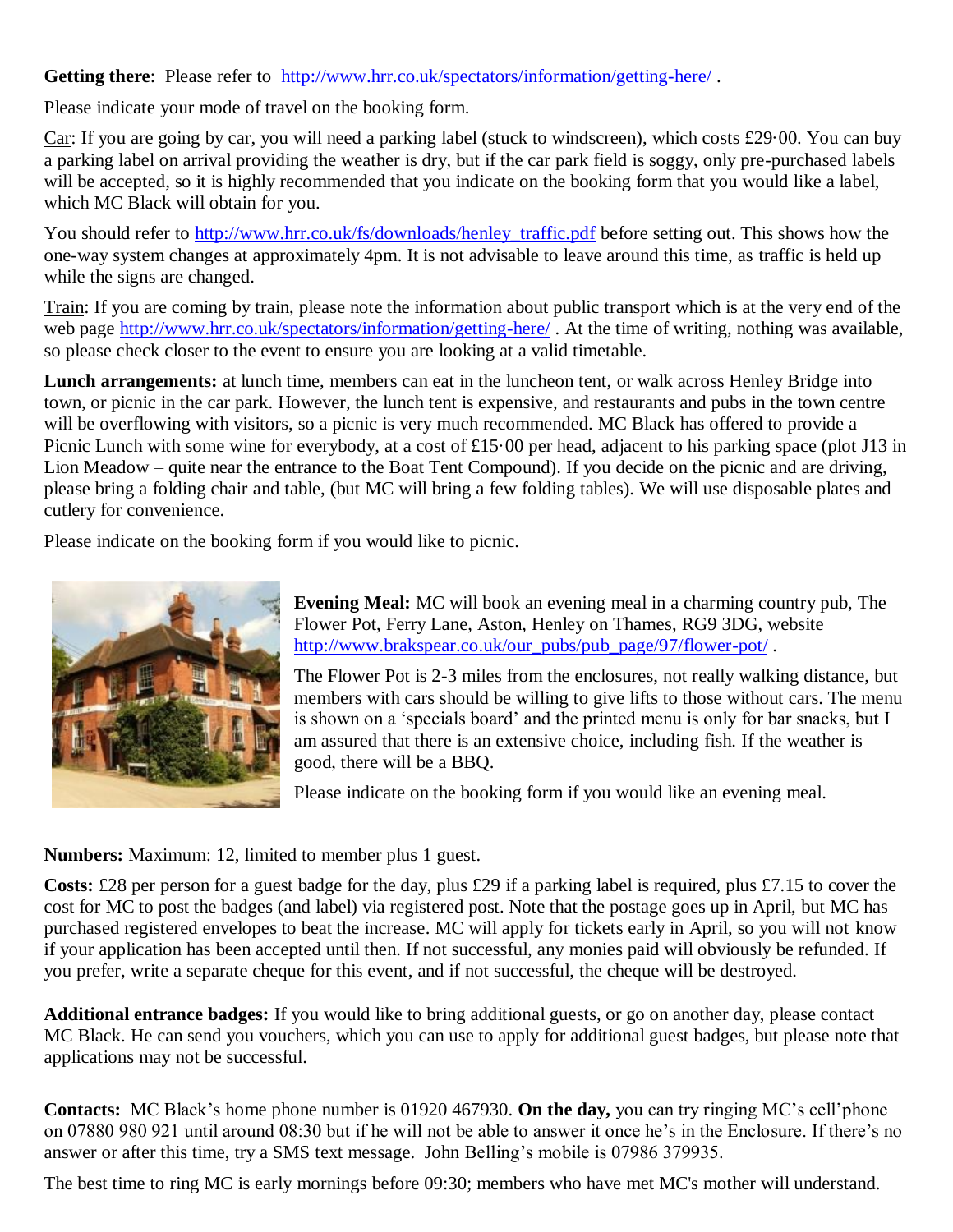**Getting there**: Please refer to http://www.hrr.co.uk/spectators/information/getting-here/ .

Please indicate your mode of travel on the booking form.

Car: If you are going by car, you will need a parking label (stuck to windscreen), which costs £29·00. You can buy a parking label on arrival providing the weather is dry, but if the car park field is soggy, only pre-purchased labels will be accepted, so it is highly recommended that you indicate on the booking form that you would like a label, which MC Black will obtain for you.

You should refer to http://www.hrr.co.uk/fs/downloads/henley_traffic.pdf before setting out. This shows how the one-way system changes at approximately 4pm. It is not advisable to leave around this time, as traffic is held up while the signs are changed.

Train: If you are coming by train, please note the information about public transport which is at the very end of the web page http://www.hrr.co.uk/spectators/information/getting-here/ . At the time of writing, nothing was available, so please check closer to the event to ensure you are looking at a valid timetable.

**Lunch arrangements:** at lunch time, members can eat in the luncheon tent, or walk across Henley Bridge into town, or picnic in the car park. However, the lunch tent is expensive, and restaurants and pubs in the town centre will be overflowing with visitors, so a picnic is very much recommended. MC Black has offered to provide a Picnic Lunch with some wine for everybody, at a cost of £15·00 per head, adjacent to his parking space (plot J13 in Lion Meadow – quite near the entrance to the Boat Tent Compound). If you decide on the picnic and are driving, please bring a folding chair and table, (but MC will bring a few folding tables). We will use disposable plates and cutlery for convenience.

Please indicate on the booking form if you would like to picnic.

**Evening Meal:** MC will book an evening meal in a charming country pub, The Flower Pot, Ferry Lane, Aston, Henley on Thames, RG9 3DG, website http://www.brakspear.co.uk/our_pubs/pub_page/97/flower-pot/ .

The Flower Pot is 2-3 miles from the enclosures, not really walking distance, but members with cars should be willing to give lifts to those without cars. The menu is shown on a 'specials board' and the printed menu is only for bar snacks, but I am assured that there is an extensive choice, including fish. If the weather is good, there will be a BBQ.

Please indicate on the booking form if you would like an evening meal.

**Numbers:** Maximum: 12, limited to member plus 1 guest.

**Costs:** £28 per person for a guest badge for the day, plus £29 if a parking label is required, plus £7.15 to cover the cost for MC to post the badges (and label) via registered post. Note that the postage goes up in April, but MC has purchased registered envelopes to beat the increase. MC will apply for tickets early in April, so you will not know if your application has been accepted until then. If not successful, any monies paid will obviously be refunded. If you prefer, write a separate cheque for this event, and if not successful, the cheque will be destroyed.

**Additional entrance badges:** If you would like to bring additional guests, or go on another day, please contact MC Black. He can send you vouchers, which you can use to apply for additional guest badges, but please note that applications may not be successful.

**Contacts:** MC Black's home phone number is 01920 467930. **On the day,** you can try ringing MC's cell'phone on 07880 980 921 until around 08:30 but if he will not be able to answer it once he's in the Enclosure. If there's no answer or after this time, try a SMS text message. John Belling's mobile is 07986 379935.

The best time to ring MC is early mornings before 09:30; members who have met MC's mother will understand.